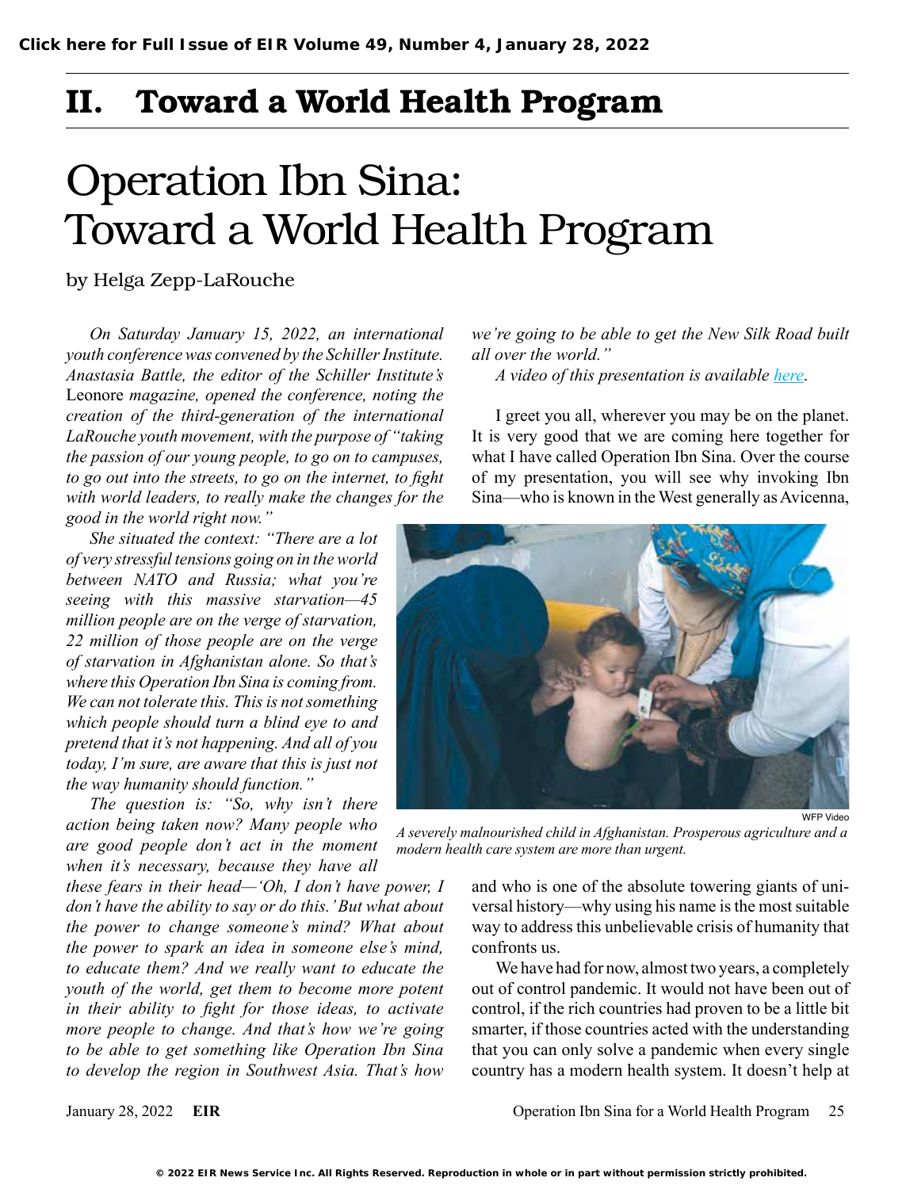Click here for Full Issue of EIR Volume 49, Number 4, January 28, 2022

# II. Toward a World Health Program

# Operation Ibn Sina: Toward a World Health Program

by Helga Zepp-LaRouche

*On Saturday January 15, 2022, an international youth conference was convened by the Schiller Institute. Anastasia Battle, the editor of the Schiller Institute's* Leonore *magazine, opened the conference, noting the creation of the third-generation of the international LaRouche youth movement, with the purpose of "taking the passion of our young people, to go on to campuses, to go out into the streets, to go on the internet, to fight with world leaders, to really make the changes for the good in the world right now."*

*She situated the context: "There are a lot of very stressful tensions going on in the world between NATO and Russia; what you're seeing with this massive starvation—45 million people are on the verge of starvation, 22 million of those people are on the verge of starvation in Afghanistan alone. So that's where this Operation Ibn Sina is coming from. We can not tolerate this. This is not something which people should turn a blind eye to and pretend that it's not happening. And all of you today, I'm sure, are aware that this is just not the way humanity should function."*

*The question is: "So, why isn't there action being taken now? Many people who are good people don't act in the moment when it's necessary, because they have all these fears in their head—'Oh, I don't have power, I don't have the ability to say or do this.' But what about the power to change someone's mind? What about the power to spark an idea in someone else's mind, to educate them? And we really want to educate the youth of the world, get them to become more potent in their ability to fight for those ideas, to activate more people to change. And that's how we're going to be able to get something like Operation Ibn Sina to develop the region in Southwest Asia. That's how we're going to be able to get the New Silk Road built all over the world."*

*A video of this presentation is available [here](#).*

I greet you all, wherever you may be on the planet. It is very good that we are coming here together for what I have called Operation Ibn Sina. Over the course of my presentation, you will see why invoking Ibn Sina—who is known in the West generally as Avicenna, and who is one of the absolute towering giants of universal history—why using his name is the most suitable way to address this unbelievable crisis of humanity that confronts us.

WFP Video

*A severely malnourished child in Afghanistan. Prosperous agriculture and a modern health care system are more than urgent.*

We have had for now, almost two years, a completely out of control pandemic. It would not have been out of control, if the rich countries had proven to be a little bit smarter, if those countries acted with the understanding that you can only solve a pandemic when every single country has a modern health system. It doesn't help at

© 2022 EIR News Service Inc. All Rights Reserved. Reproduction in whole or in part without permission strictly prohibited.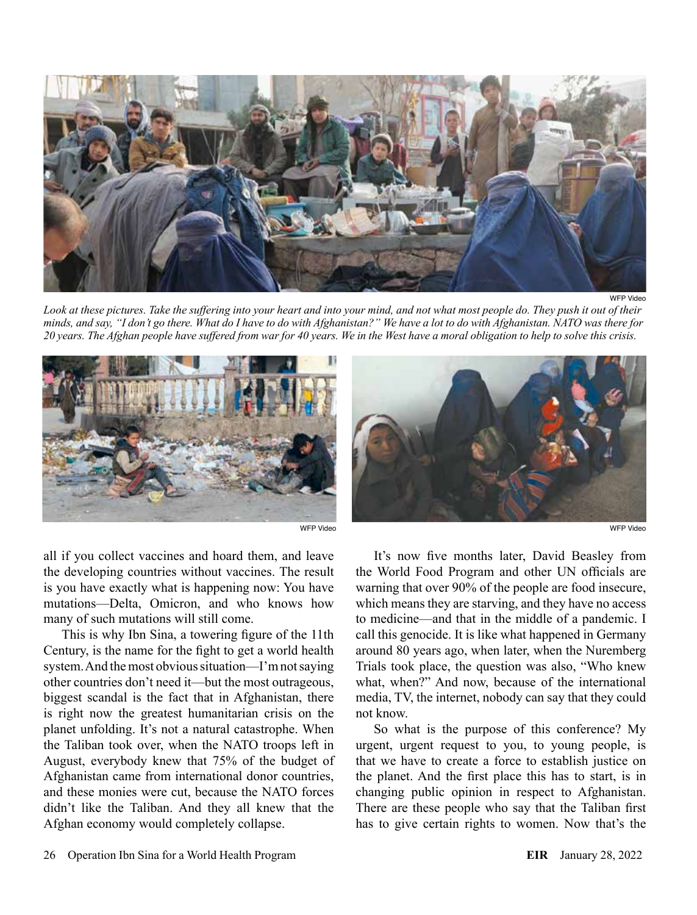WFP Video

*Look at these pictures. Take the suffering into your heart and into your mind, and not what most people do. They push it out of their minds, and say, "I don't go there. What do I have to do with Afghanistan?" We have a lot to do with Afghanistan. NATO was there for 20 years. The Afghan people have suffered from war for 40 years. We in the West have a moral obligation to help to solve this crisis.*

WFP Video

WFP Video

all if you collect vaccines and hoard them, and leave the developing countries without vaccines. The result is you have exactly what is happening now: You have mutations—Delta, Omicron, and who knows how many of such mutations will still come.

This is why Ibn Sina, a towering figure of the 11th Century, is the name for the fight to get a world health system. And the most obvious situation—I'm not saying other countries don't need it—but the most outrageous, biggest scandal is the fact that in Afghanistan, there is right now the greatest humanitarian crisis on the planet unfolding. It's not a natural catastrophe. When the Taliban took over, when the NATO troops left in August, everybody knew that 75% of the budget of Afghanistan came from international donor countries, and these monies were cut, because the NATO forces didn't like the Taliban. And they all knew that the Afghan economy would completely collapse.

It's now five months later, David Beasley from the World Food Program and other UN officials are warning that over 90% of the people are food insecure, which means they are starving, and they have no access to medicine—and that in the middle of a pandemic. I call this genocide. It is like what happened in Germany around 80 years ago, when later, when the Nuremberg Trials took place, the question was also, "Who knew what, when?" And now, because of the international media, TV, the internet, nobody can say that they could not know.

So what is the purpose of this conference? My urgent, urgent request to you, to young people, is that we have to create a force to establish justice on the planet. And the first place this has to start, is in changing public opinion in respect to Afghanistan. There are these people who say that the Taliban first has to give certain rights to women. Now that's the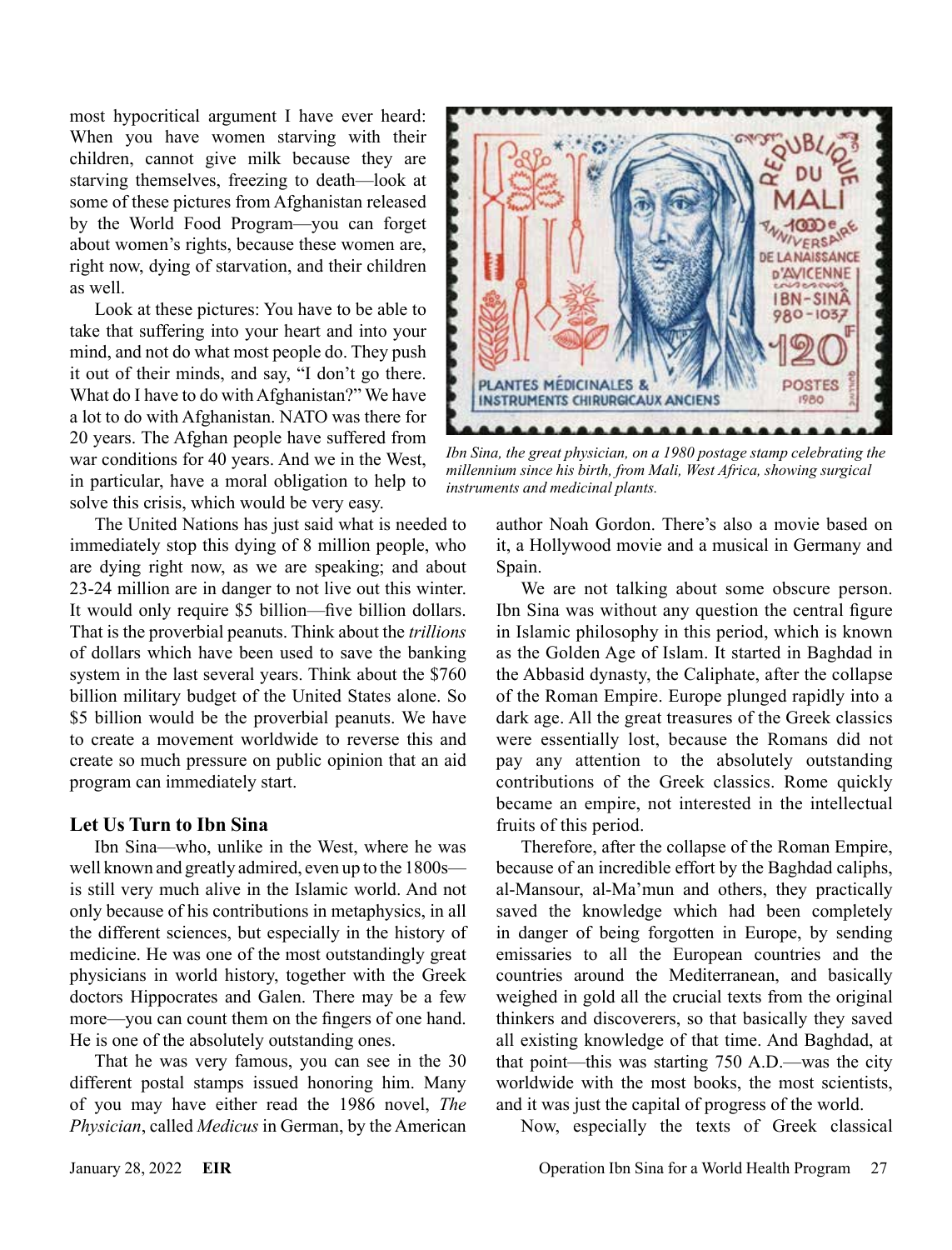most hypocritical argument I have ever heard: When you have women starving with their children, cannot give milk because they are starving themselves, freezing to death—look at some of these pictures from Afghanistan released by the World Food Program—you can forget about women's rights, because these women are, right now, dying of starvation, and their children as well.

Look at these pictures: You have to be able to take that suffering into your heart and into your mind, and not do what most people do. They push it out of their minds, and say, "I don't go there. What do I have to do with Afghanistan?" We have a lot to do with Afghanistan. NATO was there for 20 years. The Afghan people have suffered from war conditions for 40 years. And we in the West, in particular, have a moral obligation to help to solve this crisis, which would be very easy.

The United Nations has just said what is needed to immediately stop this dying of 8 million people, who are dying right now, as we are speaking; and about 23-24 million are in danger to not live out this winter. It would only require $5 billion—five billion dollars. That is the proverbial peanuts. Think about the *trillions* of dollars which have been used to save the banking system in the last several years. Think about the $760 billion military budget of the United States alone. So $5 billion would be the proverbial peanuts. We have to create a movement worldwide to reverse this and create so much pressure on public opinion that an aid program can immediately start.

### Let Us Turn to Ibn Sina

Ibn Sina—who, unlike in the West, where he was well known and greatly admired, even up to the 1800s—is still very much alive in the Islamic world. And not only because of his contributions in metaphysics, in all the different sciences, but especially in the history of medicine. He was one of the most outstandingly great physicians in world history, together with the Greek doctors Hippocrates and Galen. There may be a few more—you can count them on the fingers of one hand. He is one of the absolutely outstanding ones.

That he was very famous, you can see in the 30 different postal stamps issued honoring him. Many of you may have either read the 1986 novel, *The Physician*, called *Medicus* in German, by the American author Noah Gordon. There's also a movie based on it, a Hollywood movie and a musical in Germany and Spain.

*Ibn Sina, the great physician, on a 1980 postage stamp celebrating the millennium since his birth, from Mali, West Africa, showing surgical instruments and medicinal plants.*

We are not talking about some obscure person. Ibn Sina was without any question the central figure in Islamic philosophy in this period, which is known as the Golden Age of Islam. It started in Baghdad in the Abbasid dynasty, the Caliphate, after the collapse of the Roman Empire. Europe plunged rapidly into a dark age. All the great treasures of the Greek classics were essentially lost, because the Romans did not pay any attention to the absolutely outstanding contributions of the Greek classics. Rome quickly became an empire, not interested in the intellectual fruits of this period.

Therefore, after the collapse of the Roman Empire, because of an incredible effort by the Baghdad caliphs, al-Mansour, al-Ma'mun and others, they practically saved the knowledge which had been completely in danger of being forgotten in Europe, by sending emissaries to all the European countries and the countries around the Mediterranean, and basically weighed in gold all the crucial texts from the original thinkers and discoverers, so that basically they saved all existing knowledge of that time. And Baghdad, at that point—this was starting 750 A.D.—was the city worldwide with the most books, the most scientists, and it was just the capital of progress of the world.

Now, especially the texts of Greek classical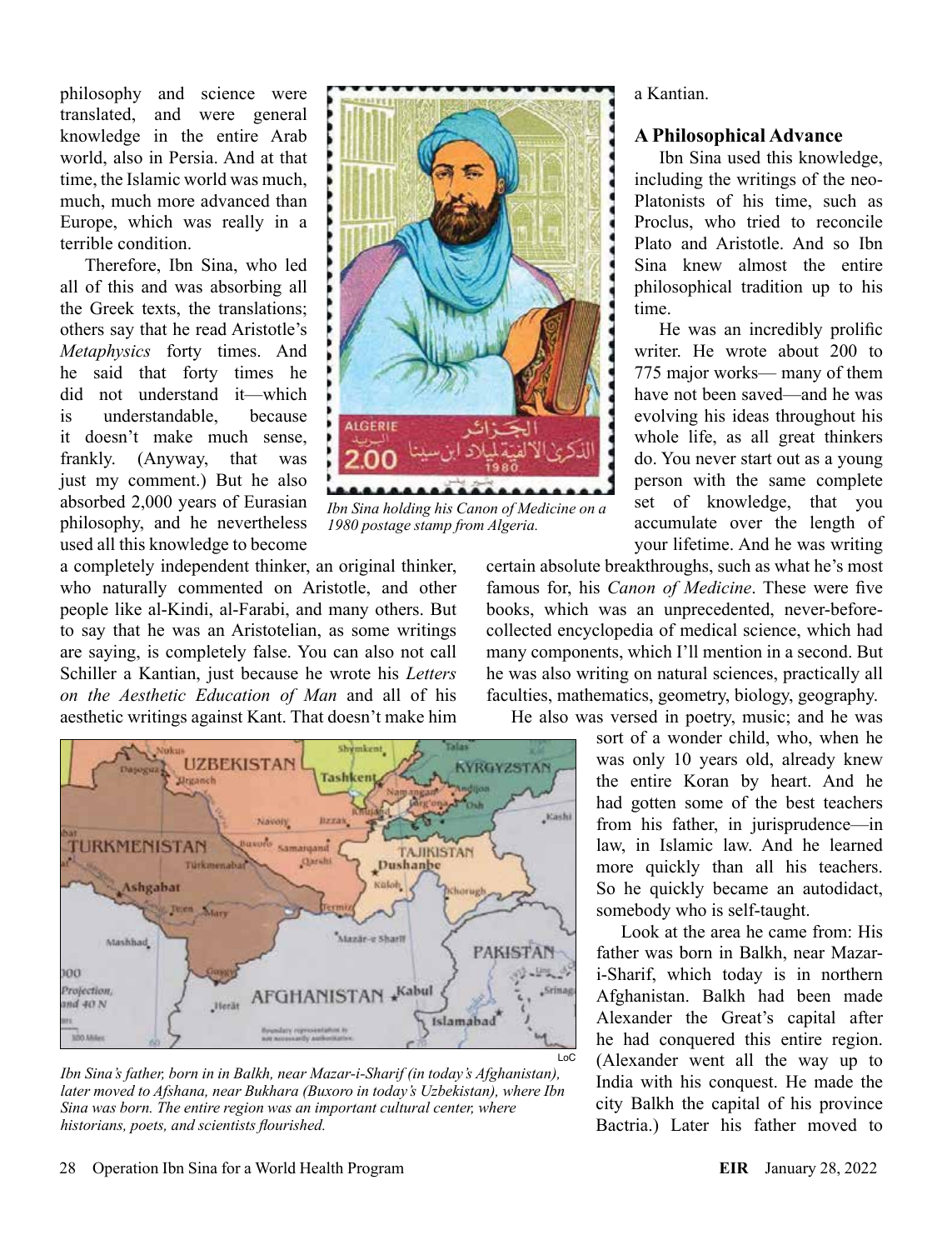philosophy and science were translated, and were general knowledge in the entire Arab world, also in Persia. And at that time, the Islamic world was much, much, much more advanced than Europe, which was really in a terrible condition.

Therefore, Ibn Sina, who led all of this and was absorbing all the Greek texts, the translations; others say that he read Aristotle's *Metaphysics* forty times. And he said that forty times he did not understand it—which is understandable, because it doesn't make much sense, frankly. (Anyway, that was just my comment.) But he also absorbed 2,000 years of Eurasian philosophy, and he nevertheless used all this knowledge to become a completely independent thinker, an original thinker, who naturally commented on Aristotle, and other people like al-Kindi, al-Farabi, and many others. But to say that he was an Aristotelian, as some writings are saying, is completely false. You can also not call Schiller a Kantian, just because he wrote his *Letters on the Aesthetic Education of Man* and all of his aesthetic writings against Kant. That doesn't make him a Kantian.

*Ibn Sina holding his Canon of Medicine on a 1980 postage stamp from Algeria.*

## A Philosophical Advance

Ibn Sina used this knowledge, including the writings of the neo-Platonists of his time, such as Proclus, who tried to reconcile Plato and Aristotle. And so Ibn Sina knew almost the entire philosophical tradition up to his time.

He was an incredibly prolific writer. He wrote about 200 to 775 major works— many of them have not been saved—and he was evolving his ideas throughout his whole life, as all great thinkers do. You never start out as a young person with the same complete set of knowledge, that you accumulate over the length of your lifetime. And he was writing certain absolute breakthroughs, such as what he's most famous for, his *Canon of Medicine*. These were five books, which was an unprecedented, never-before-collected encyclopedia of medical science, which had many components, which I'll mention in a second. But he was also writing on natural sciences, practically all faculties, mathematics, geometry, biology, geography.

He also was versed in poetry, music; and he was sort of a wonder child, who, when he was only 10 years old, already knew the entire Koran by heart. And he had gotten some of the best teachers from his father, in jurisprudence—in law, in Islamic law. And he learned more quickly than all his teachers. So he quickly became an autodidact, somebody who is self-taught.

Look at the area he came from: His father was born in Balkh, near Mazar-i-Sharif, which today is in northern Afghanistan. Balkh had been made Alexander the Great's capital after he had conquered this entire region. (Alexander went all the way up to India with his conquest. He made the city Balkh the capital of his province Bactria.) Later his father moved to

LoC

*Ibn Sina's father, born in in Balkh, near Mazar-i-Sharif (in today's Afghanistan), later moved to Afshana, near Bukhara (Buxoro in today's Uzbekistan), where Ibn Sina was born. The entire region was an important cultural center, where historians, poets, and scientists flourished.*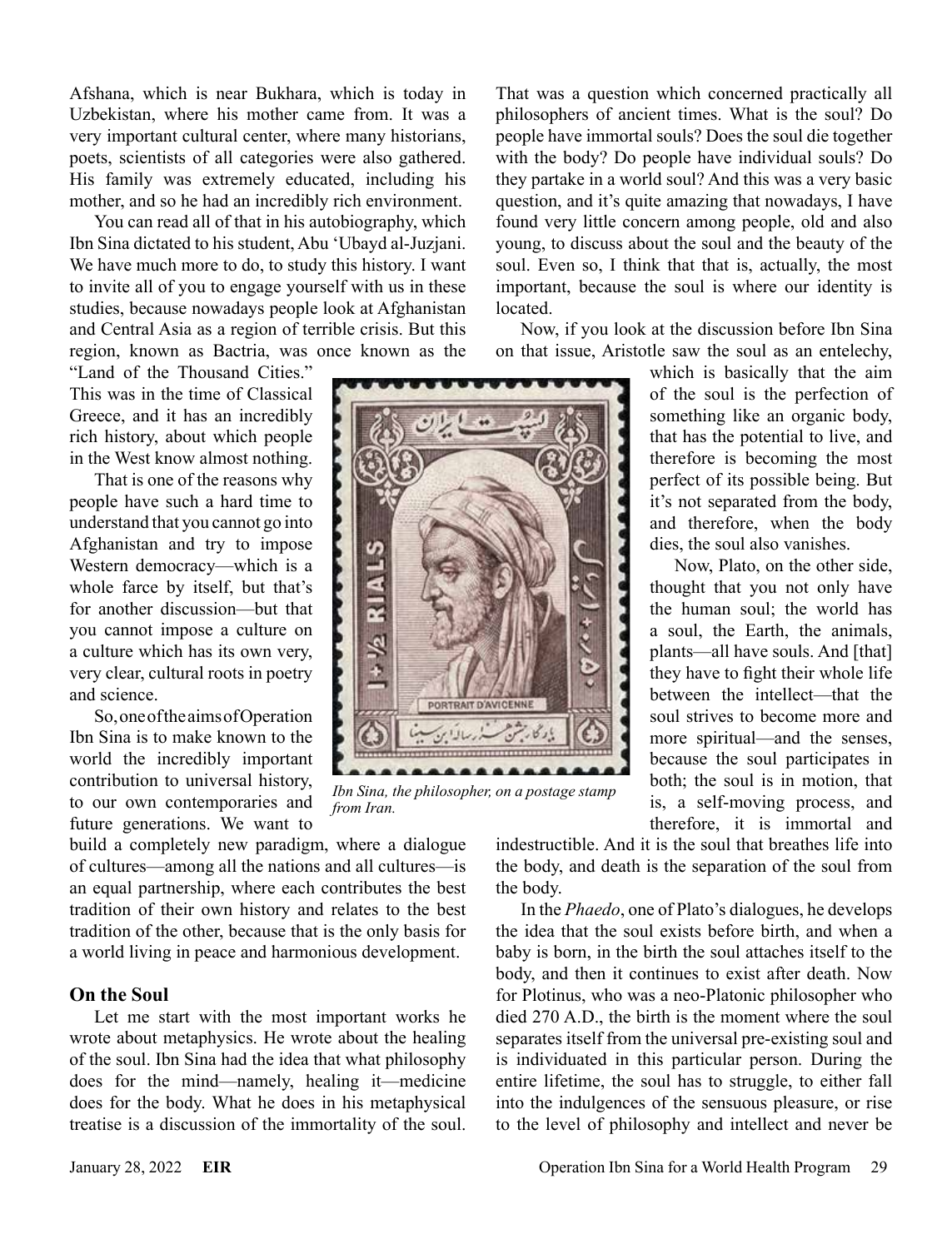Afshana, which is near Bukhara, which is today in Uzbekistan, where his mother came from. It was a very important cultural center, where many historians, poets, scientists of all categories were also gathered. His family was extremely educated, including his mother, and so he had an incredibly rich environment.

You can read all of that in his autobiography, which Ibn Sina dictated to his student, Abu 'Ubayd al-Juzjani. We have much more to do, to study this history. I want to invite all of you to engage yourself with us in these studies, because nowadays people look at Afghanistan and Central Asia as a region of terrible crisis. But this region, known as Bactria, was once known as the "Land of the Thousand Cities." This was in the time of Classical Greece, and it has an incredibly rich history, about which people in the West know almost nothing.

That is one of the reasons why people have such a hard time to understand that you cannot go into Afghanistan and try to impose Western democracy—which is a whole farce by itself, but that's for another discussion—but that you cannot impose a culture on a culture which has its own very, very clear, cultural roots in poetry and science.

So, one of the aims of Operation Ibn Sina is to make known to the world the incredibly important contribution to universal history, to our own contemporaries and future generations. We want to build a completely new paradigm, where a dialogue of cultures—among all the nations and all cultures—is an equal partnership, where each contributes the best tradition of their own history and relates to the best tradition of the other, because that is the only basis for a world living in peace and harmonious development.

*Ibn Sina, the philosopher, on a postage stamp from Iran.*

## On the Soul

Let me start with the most important works he wrote about metaphysics. He wrote about the healing of the soul. Ibn Sina had the idea that what philosophy does for the mind—namely, healing it—medicine does for the body. What he does in his metaphysical treatise is a discussion of the immortality of the soul. That was a question which concerned practically all philosophers of ancient times. What is the soul? Do people have immortal souls? Does the soul die together with the body? Do people have individual souls? Do they partake in a world soul? And this was a very basic question, and it's quite amazing that nowadays, I have found very little concern among people, old and also young, to discuss about the soul and the beauty of the soul. Even so, I think that that is, actually, the most important, because the soul is where our identity is located.

Now, if you look at the discussion before Ibn Sina on that issue, Aristotle saw the soul as an entelechy, which is basically that the aim of the soul is the perfection of something like an organic body, that has the potential to live, and therefore is becoming the most perfect of its possible being. But it's not separated from the body, and therefore, when the body dies, the soul also vanishes.

Now, Plato, on the other side, thought that you not only have the human soul; the world has a soul, the Earth, the animals, plants—all have souls. And [that] they have to fight their whole life between the intellect—that the soul strives to become more and more spiritual—and the senses, because the soul participates in both; the soul is in motion, that is, a self-moving process, and therefore, it is immortal and indestructible. And it is the soul that breathes life into the body, and death is the separation of the soul from the body.

In the *Phaedo*, one of Plato's dialogues, he develops the idea that the soul exists before birth, and when a baby is born, in the birth the soul attaches itself to the body, and then it continues to exist after death. Now for Plotinus, who was a neo-Platonic philosopher who died 270 A.D., the birth is the moment where the soul separates itself from the universal pre-existing soul and is individuated in this particular person. During the entire lifetime, the soul has to struggle, to either fall into the indulgences of the sensuous pleasure, or rise to the level of philosophy and intellect and never be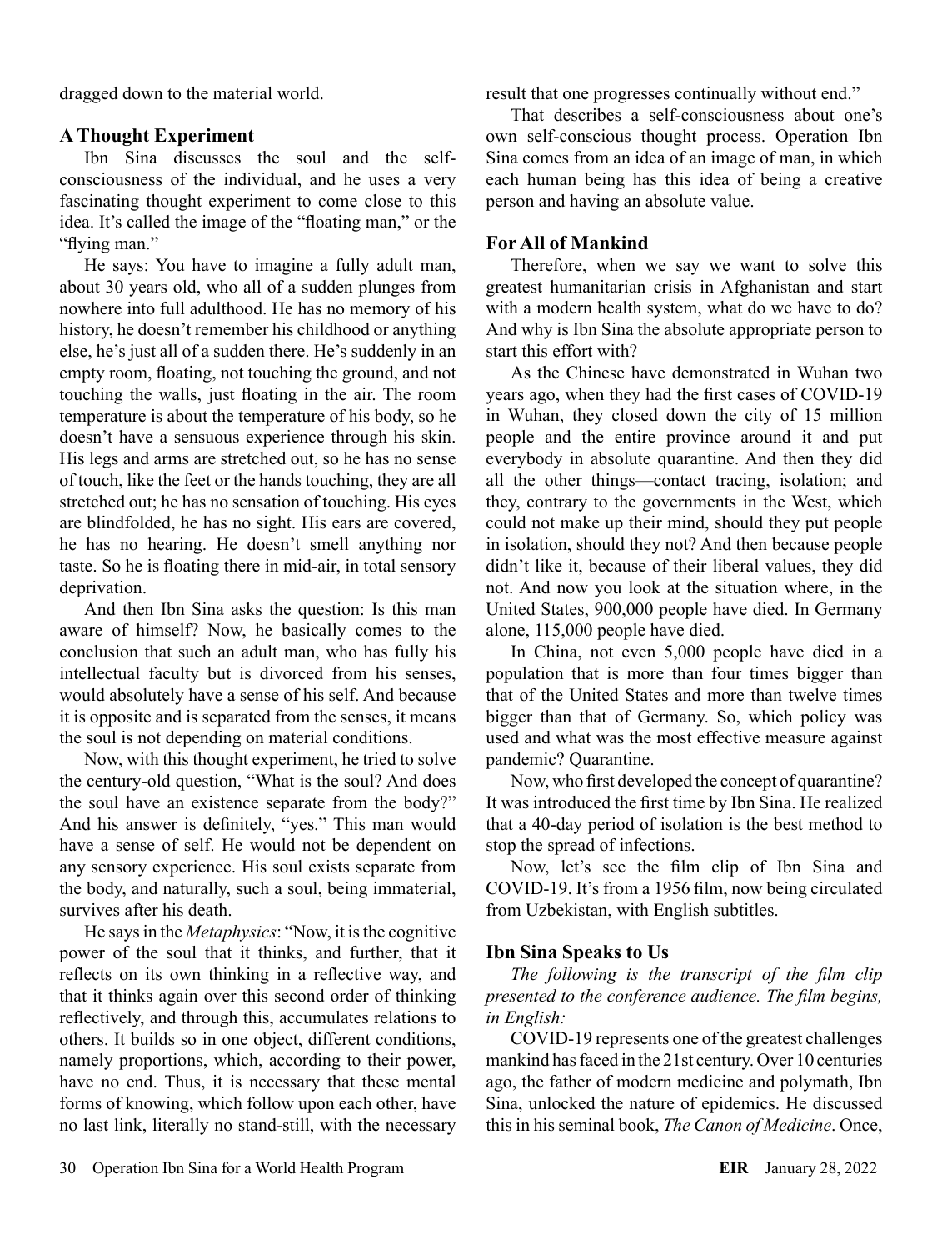dragged down to the material world.

### A Thought Experiment

Ibn Sina discusses the soul and the self-consciousness of the individual, and he uses a very fascinating thought experiment to come close to this idea. It's called the image of the "floating man," or the "flying man."

He says: You have to imagine a fully adult man, about 30 years old, who all of a sudden plunges from nowhere into full adulthood. He has no memory of his history, he doesn't remember his childhood or anything else, he's just all of a sudden there. He's suddenly in an empty room, floating, not touching the ground, and not touching the walls, just floating in the air. The room temperature is about the temperature of his body, so he doesn't have a sensuous experience through his skin. His legs and arms are stretched out, so he has no sense of touch, like the feet or the hands touching, they are all stretched out; he has no sensation of touching. His eyes are blindfolded, he has no sight. His ears are covered, he has no hearing. He doesn't smell anything nor taste. So he is floating there in mid-air, in total sensory deprivation.

And then Ibn Sina asks the question: Is this man aware of himself? Now, he basically comes to the conclusion that such an adult man, who has fully his intellectual faculty but is divorced from his senses, would absolutely have a sense of his self. And because it is opposite and is separated from the senses, it means the soul is not depending on material conditions.

Now, with this thought experiment, he tried to solve the century-old question, "What is the soul? And does the soul have an existence separate from the body?" And his answer is definitely, "yes." This man would have a sense of self. He would not be dependent on any sensory experience. His soul exists separate from the body, and naturally, such a soul, being immaterial, survives after his death.

He says in the *Metaphysics*: "Now, it is the cognitive power of the soul that it thinks, and further, that it reflects on its own thinking in a reflective way, and that it thinks again over this second order of thinking reflectively, and through this, accumulates relations to others. It builds so in one object, different conditions, namely proportions, which, according to their power, have no end. Thus, it is necessary that these mental forms of knowing, which follow upon each other, have no last link, literally no stand-still, with the necessary result that one progresses continually without end."

That describes a self-consciousness about one's own self-conscious thought process. Operation Ibn Sina comes from an idea of an image of man, in which each human being has this idea of being a creative person and having an absolute value.

### For All of Mankind

Therefore, when we say we want to solve this greatest humanitarian crisis in Afghanistan and start with a modern health system, what do we have to do? And why is Ibn Sina the absolute appropriate person to start this effort with?

As the Chinese have demonstrated in Wuhan two years ago, when they had the first cases of COVID-19 in Wuhan, they closed down the city of 15 million people and the entire province around it and put everybody in absolute quarantine. And then they did all the other things—contact tracing, isolation; and they, contrary to the governments in the West, which could not make up their mind, should they put people in isolation, should they not? And then because people didn't like it, because of their liberal values, they did not. And now you look at the situation where, in the United States, 900,000 people have died. In Germany alone, 115,000 people have died.

In China, not even 5,000 people have died in a population that is more than four times bigger than that of the United States and more than twelve times bigger than that of Germany. So, which policy was used and what was the most effective measure against pandemic? Quarantine.

Now, who first developed the concept of quarantine? It was introduced the first time by Ibn Sina. He realized that a 40-day period of isolation is the best method to stop the spread of infections.

Now, let's see the film clip of Ibn Sina and COVID-19. It's from a 1956 film, now being circulated from Uzbekistan, with English subtitles.

### Ibn Sina Speaks to Us

*The following is the transcript of the film clip presented to the conference audience. The film begins, in English:*

COVID-19 represents one of the greatest challenges mankind has faced in the 21st century. Over 10 centuries ago, the father of modern medicine and polymath, Ibn Sina, unlocked the nature of epidemics. He discussed this in his seminal book, *The Canon of Medicine*. Once,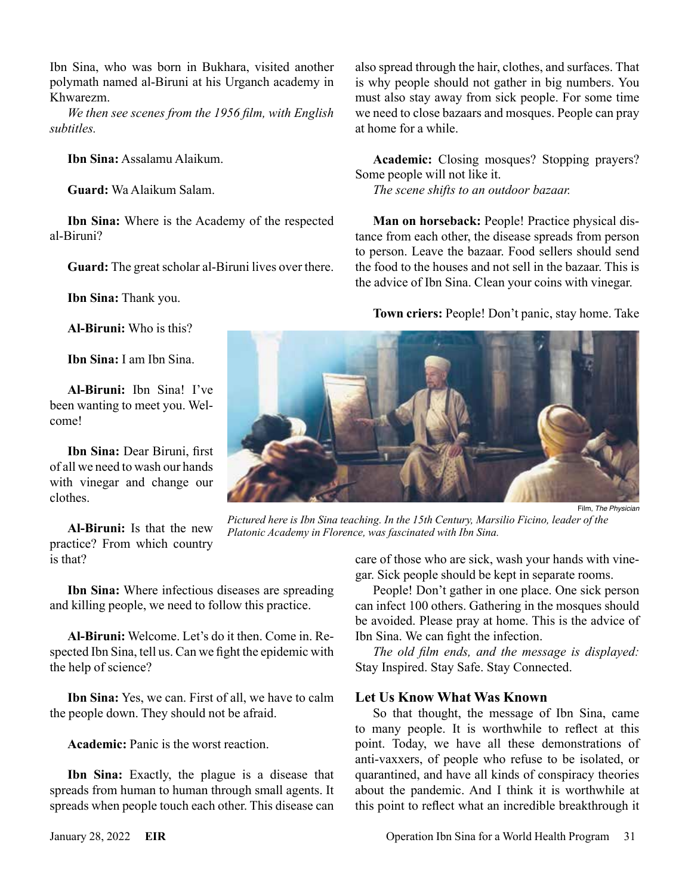Ibn Sina, who was born in Bukhara, visited another polymath named al-Biruni at his Urganch academy in Khwarezm.

*We then see scenes from the 1956 film, with English subtitles.*

**Ibn Sina:** Assalamu Alaikum.

**Guard:** Wa Alaikum Salam.

**Ibn Sina:** Where is the Academy of the respected al-Biruni?

**Guard:** The great scholar al-Biruni lives over there.

**Ibn Sina:** Thank you.

**Al-Biruni:** Who is this?

**Ibn Sina:** I am Ibn Sina.

**Al-Biruni:** Ibn Sina! I've been wanting to meet you. Welcome!

**Ibn Sina:** Dear Biruni, first of all we need to wash our hands with vinegar and change our clothes.

**Al-Biruni:** Is that the new practice? From which country is that?

**Ibn Sina:** Where infectious diseases are spreading and killing people, we need to follow this practice.

**Al-Biruni:** Welcome. Let's do it then. Come in. Respected Ibn Sina, tell us. Can we fight the epidemic with the help of science?

**Ibn Sina:** Yes, we can. First of all, we have to calm the people down. They should not be afraid.

**Academic:** Panic is the worst reaction.

**Ibn Sina:** Exactly, the plague is a disease that spreads from human to human through small agents. It spreads when people touch each other. This disease can also spread through the hair, clothes, and surfaces. That is why people should not gather in big numbers. You must also stay away from sick people. For some time we need to close bazaars and mosques. People can pray at home for a while.

**Academic:** Closing mosques? Stopping prayers? Some people will not like it.

*The scene shifts to an outdoor bazaar.*

**Man on horseback:** People! Practice physical distance from each other, the disease spreads from person to person. Leave the bazaar. Food sellers should send the food to the houses and not sell in the bazaar. This is the advice of Ibn Sina. Clean your coins with vinegar.

**Town criers:** People! Don't panic, stay home. Take care of those who are sick, wash your hands with vinegar. Sick people should be kept in separate rooms.

People! Don't gather in one place. One sick person can infect 100 others. Gathering in the mosques should be avoided. Please pray at home. This is the advice of Ibn Sina. We can fight the infection.

*The old film ends, and the message is displayed:* Stay Inspired. Stay Safe. Stay Connected.

Film, *The Physician*

*Pictured here is Ibn Sina teaching. In the 15th Century, Marsilio Ficino, leader of the Platonic Academy in Florence, was fascinated with Ibn Sina.*

### Let Us Know What Was Known

So that thought, the message of Ibn Sina, came to many people. It is worthwhile to reflect at this point. Today, we have all these demonstrations of anti-vaxxers, of people who refuse to be isolated, or quarantined, and have all kinds of conspiracy theories about the pandemic. And I think it is worthwhile at this point to reflect what an incredible breakthrough it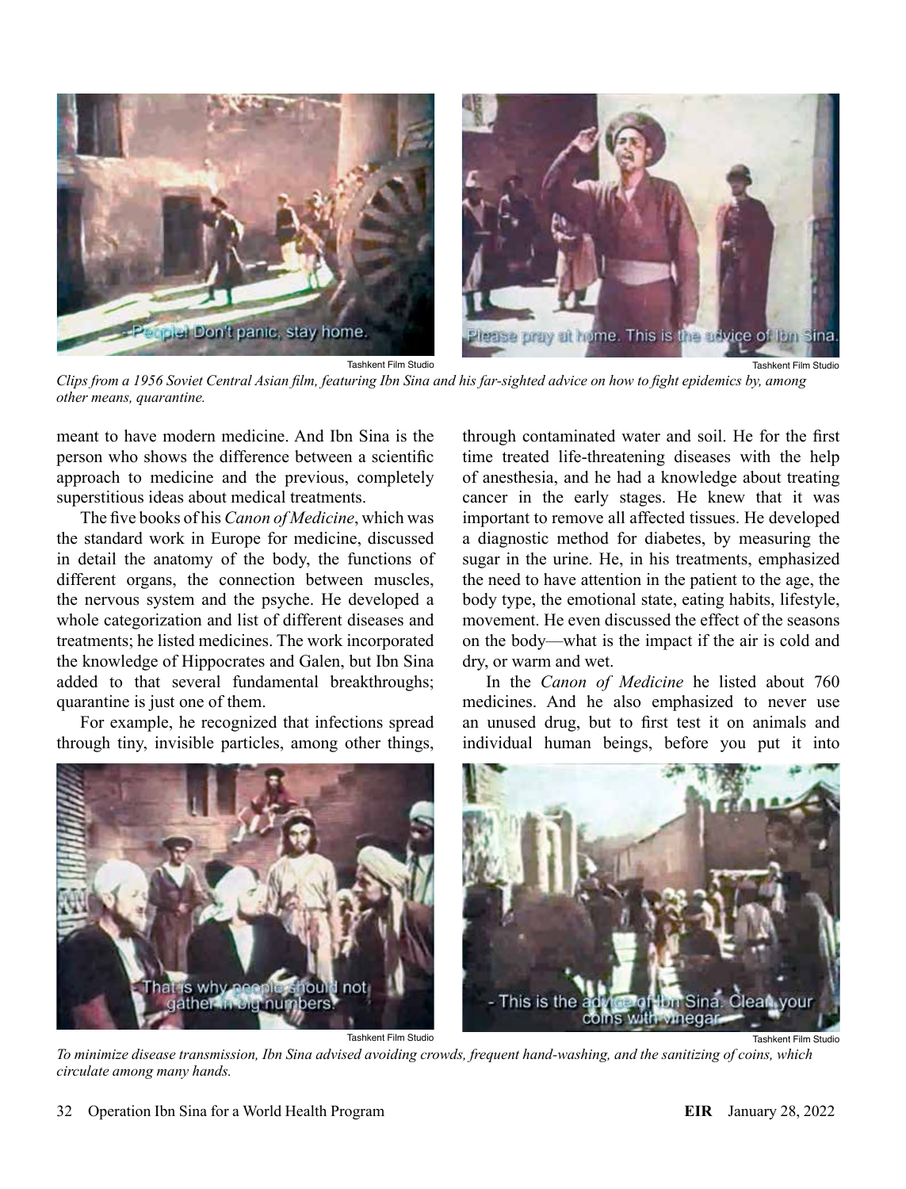Tashkent Film Studio

Tashkent Film Studio

*Clips from a 1956 Soviet Central Asian film, featuring Ibn Sina and his far-sighted advice on how to fight epidemics by, among other means, quarantine.*

meant to have modern medicine. And Ibn Sina is the person who shows the difference between a scientific approach to medicine and the previous, completely superstitious ideas about medical treatments.

The five books of his *Canon of Medicine*, which was the standard work in Europe for medicine, discussed in detail the anatomy of the body, the functions of different organs, the connection between muscles, the nervous system and the psyche. He developed a whole categorization and list of different diseases and treatments; he listed medicines. The work incorporated the knowledge of Hippocrates and Galen, but Ibn Sina added to that several fundamental breakthroughs; quarantine is just one of them.

For example, he recognized that infections spread through tiny, invisible particles, among other things, through contaminated water and soil. He for the first time treated life-threatening diseases with the help of anesthesia, and he had a knowledge about treating cancer in the early stages. He knew that it was important to remove all affected tissues. He developed a diagnostic method for diabetes, by measuring the sugar in the urine. He, in his treatments, emphasized the need to have attention in the patient to the age, the body type, the emotional state, eating habits, lifestyle, movement. He even discussed the effect of the seasons on the body—what is the impact if the air is cold and dry, or warm and wet.

In the *Canon of Medicine* he listed about 760 medicines. And he also emphasized to never use an unused drug, but to first test it on animals and individual human beings, before you put it into

Tashkent Film Studio

Tashkent Film Studio

*To minimize disease transmission, Ibn Sina advised avoiding crowds, frequent hand-washing, and the sanitizing of coins, which circulate among many hands.*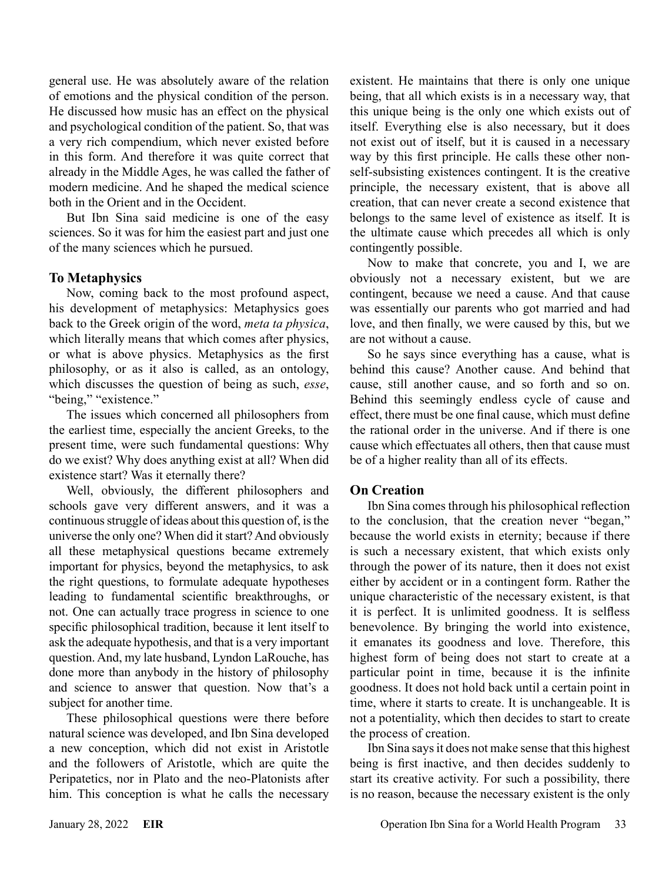general use. He was absolutely aware of the relation of emotions and the physical condition of the person. He discussed how music has an effect on the physical and psychological condition of the patient. So, that was a very rich compendium, which never existed before in this form. And therefore it was quite correct that already in the Middle Ages, he was called the father of modern medicine. And he shaped the medical science both in the Orient and in the Occident.

But Ibn Sina said medicine is one of the easy sciences. So it was for him the easiest part and just one of the many sciences which he pursued.

### To Metaphysics

Now, coming back to the most profound aspect, his development of metaphysics: Metaphysics goes back to the Greek origin of the word, *meta ta physica*, which literally means that which comes after physics, or what is above physics. Metaphysics as the first philosophy, or as it also is called, as an ontology, which discusses the question of being as such, *esse*, "being," "existence."

The issues which concerned all philosophers from the earliest time, especially the ancient Greeks, to the present time, were such fundamental questions: Why do we exist? Why does anything exist at all? When did existence start? Was it eternally there?

Well, obviously, the different philosophers and schools gave very different answers, and it was a continuous struggle of ideas about this question of, is the universe the only one? When did it start? And obviously all these metaphysical questions became extremely important for physics, beyond the metaphysics, to ask the right questions, to formulate adequate hypotheses leading to fundamental scientific breakthroughs, or not. One can actually trace progress in science to one specific philosophical tradition, because it lent itself to ask the adequate hypothesis, and that is a very important question. And, my late husband, Lyndon LaRouche, has done more than anybody in the history of philosophy and science to answer that question. Now that's a subject for another time.

These philosophical questions were there before natural science was developed, and Ibn Sina developed a new conception, which did not exist in Aristotle and the followers of Aristotle, which are quite the Peripatetics, nor in Plato and the neo-Platonists after him. This conception is what he calls the necessary existent. He maintains that there is only one unique being, that all which exists is in a necessary way, that this unique being is the only one which exists out of itself. Everything else is also necessary, but it does not exist out of itself, but it is caused in a necessary way by this first principle. He calls these other non-self-subsisting existences contingent. It is the creative principle, the necessary existent, that is above all creation, that can never create a second existence that belongs to the same level of existence as itself. It is the ultimate cause which precedes all which is only contingently possible.

Now to make that concrete, you and I, we are obviously not a necessary existent, but we are contingent, because we need a cause. And that cause was essentially our parents who got married and had love, and then finally, we were caused by this, but we are not without a cause.

So he says since everything has a cause, what is behind this cause? Another cause. And behind that cause, still another cause, and so forth and so on. Behind this seemingly endless cycle of cause and effect, there must be one final cause, which must define the rational order in the universe. And if there is one cause which effectuates all others, then that cause must be of a higher reality than all of its effects.

### On Creation

Ibn Sina comes through his philosophical reflection to the conclusion, that the creation never "began," because the world exists in eternity; because if there is such a necessary existent, that which exists only through the power of its nature, then it does not exist either by accident or in a contingent form. Rather the unique characteristic of the necessary existent, is that it is perfect. It is unlimited goodness. It is selfless benevolence. By bringing the world into existence, it emanates its goodness and love. Therefore, this highest form of being does not start to create at a particular point in time, because it is the infinite goodness. It does not hold back until a certain point in time, where it starts to create. It is unchangeable. It is not a potentiality, which then decides to start to create the process of creation.

Ibn Sina says it does not make sense that this highest being is first inactive, and then decides suddenly to start its creative activity. For such a possibility, there is no reason, because the necessary existent is the only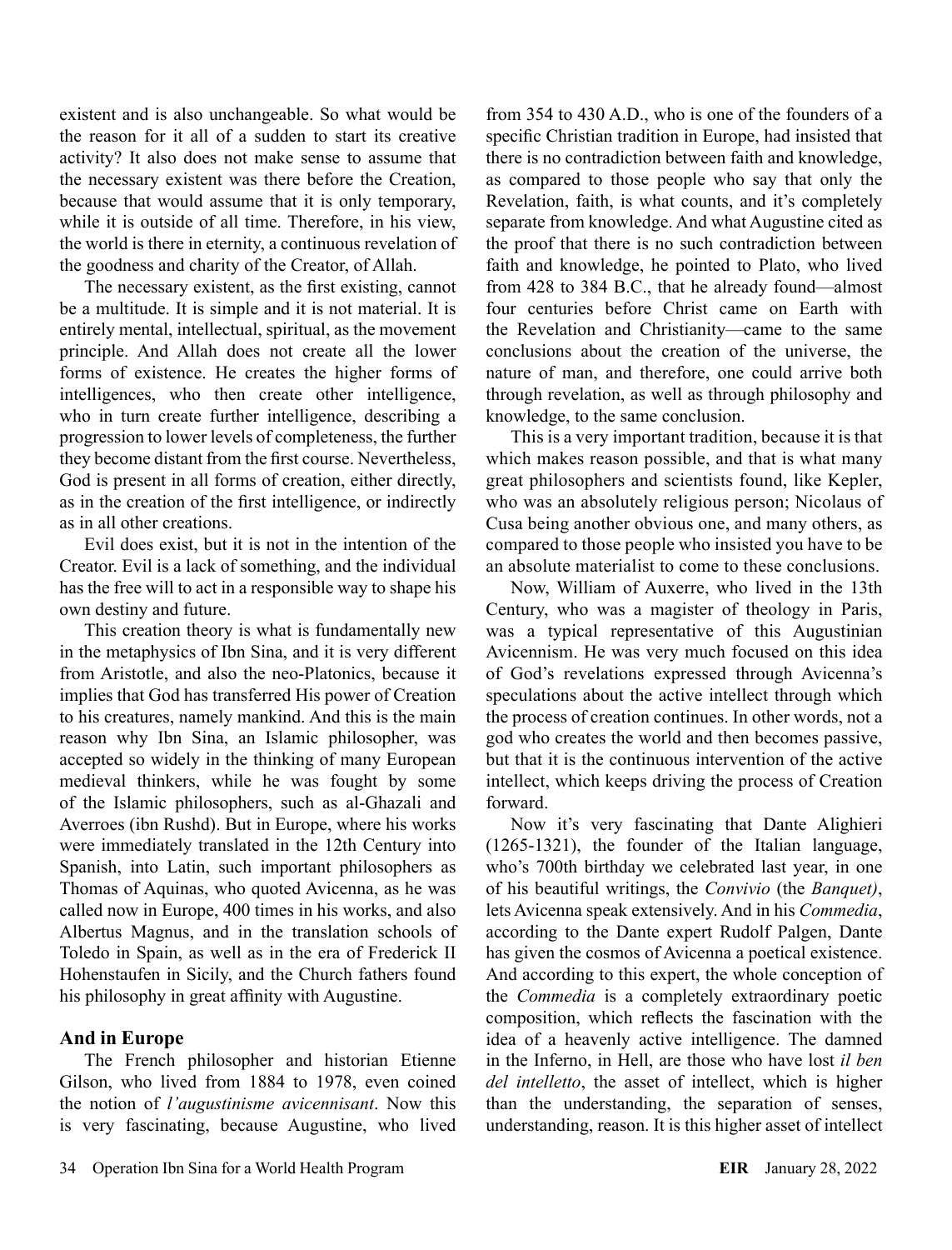existent and is also unchangeable. So what would be the reason for it all of a sudden to start its creative activity? It also does not make sense to assume that the necessary existent was there before the Creation, because that would assume that it is only temporary, while it is outside of all time. Therefore, in his view, the world is there in eternity, a continuous revelation of the goodness and charity of the Creator, of Allah.

The necessary existent, as the first existing, cannot be a multitude. It is simple and it is not material. It is entirely mental, intellectual, spiritual, as the movement principle. And Allah does not create all the lower forms of existence. He creates the higher forms of intelligences, who then create other intelligence, who in turn create further intelligence, describing a progression to lower levels of completeness, the further they become distant from the first course. Nevertheless, God is present in all forms of creation, either directly, as in the creation of the first intelligence, or indirectly as in all other creations.

Evil does exist, but it is not in the intention of the Creator. Evil is a lack of something, and the individual has the free will to act in a responsible way to shape his own destiny and future.

This creation theory is what is fundamentally new in the metaphysics of Ibn Sina, and it is very different from Aristotle, and also the neo-Platonics, because it implies that God has transferred His power of Creation to his creatures, namely mankind. And this is the main reason why Ibn Sina, an Islamic philosopher, was accepted so widely in the thinking of many European medieval thinkers, while he was fought by some of the Islamic philosophers, such as al-Ghazali and Averroes (ibn Rushd). But in Europe, where his works were immediately translated in the 12th Century into Spanish, into Latin, such important philosophers as Thomas of Aquinas, who quoted Avicenna, as he was called now in Europe, 400 times in his works, and also Albertus Magnus, and in the translation schools of Toledo in Spain, as well as in the era of Frederick II Hohenstaufen in Sicily, and the Church fathers found his philosophy in great affinity with Augustine.

## And in Europe

The French philosopher and historian Etienne Gilson, who lived from 1884 to 1978, even coined the notion of *l'augustinisme avicennisant*. Now this is very fascinating, because Augustine, who lived from 354 to 430 A.D., who is one of the founders of a specific Christian tradition in Europe, had insisted that there is no contradiction between faith and knowledge, as compared to those people who say that only the Revelation, faith, is what counts, and it's completely separate from knowledge. And what Augustine cited as the proof that there is no such contradiction between faith and knowledge, he pointed to Plato, who lived from 428 to 384 B.C., that he already found—almost four centuries before Christ came on Earth with the Revelation and Christianity—came to the same conclusions about the creation of the universe, the nature of man, and therefore, one could arrive both through revelation, as well as through philosophy and knowledge, to the same conclusion.

This is a very important tradition, because it is that which makes reason possible, and that is what many great philosophers and scientists found, like Kepler, who was an absolutely religious person; Nicolaus of Cusa being another obvious one, and many others, as compared to those people who insisted you have to be an absolute materialist to come to these conclusions.

Now, William of Auxerre, who lived in the 13th Century, who was a magister of theology in Paris, was a typical representative of this Augustinian Avicennism. He was very much focused on this idea of God's revelations expressed through Avicenna's speculations about the active intellect through which the process of creation continues. In other words, not a god who creates the world and then becomes passive, but that it is the continuous intervention of the active intellect, which keeps driving the process of Creation forward.

Now it's very fascinating that Dante Alighieri (1265-1321), the founder of the Italian language, who's 700th birthday we celebrated last year, in one of his beautiful writings, the *Convivio* (the *Banquet)*, lets Avicenna speak extensively. And in his *Commedia*, according to the Dante expert Rudolf Palgen, Dante has given the cosmos of Avicenna a poetical existence. And according to this expert, the whole conception of the *Commedia* is a completely extraordinary poetic composition, which reflects the fascination with the idea of a heavenly active intelligence. The damned in the Inferno, in Hell, are those who have lost *il ben del intelletto*, the asset of intellect, which is higher than the understanding, the separation of senses, understanding, reason. It is this higher asset of intellect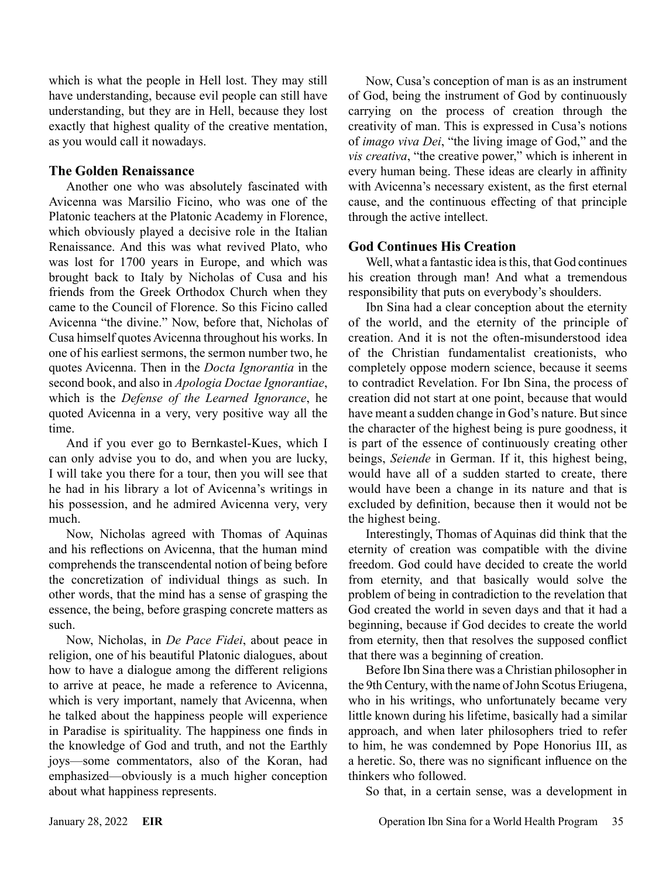which is what the people in Hell lost. They may still have understanding, because evil people can still have understanding, but they are in Hell, because they lost exactly that highest quality of the creative mentation, as you would call it nowadays.

### The Golden Renaissance

Another one who was absolutely fascinated with Avicenna was Marsilio Ficino, who was one of the Platonic teachers at the Platonic Academy in Florence, which obviously played a decisive role in the Italian Renaissance. And this was what revived Plato, who was lost for 1700 years in Europe, and which was brought back to Italy by Nicholas of Cusa and his friends from the Greek Orthodox Church when they came to the Council of Florence. So this Ficino called Avicenna "the divine." Now, before that, Nicholas of Cusa himself quotes Avicenna throughout his works. In one of his earliest sermons, the sermon number two, he quotes Avicenna. Then in the *Docta Ignorantia* in the second book, and also in *Apologia Doctae Ignorantiae*, which is the *Defense of the Learned Ignorance*, he quoted Avicenna in a very, very positive way all the time.

And if you ever go to Bernkastel-Kues, which I can only advise you to do, and when you are lucky, I will take you there for a tour, then you will see that he had in his library a lot of Avicenna's writings in his possession, and he admired Avicenna very, very much.

Now, Nicholas agreed with Thomas of Aquinas and his reflections on Avicenna, that the human mind comprehends the transcendental notion of being before the concretization of individual things as such. In other words, that the mind has a sense of grasping the essence, the being, before grasping concrete matters as such.

Now, Nicholas, in *De Pace Fidei*, about peace in religion, one of his beautiful Platonic dialogues, about how to have a dialogue among the different religions to arrive at peace, he made a reference to Avicenna, which is very important, namely that Avicenna, when he talked about the happiness people will experience in Paradise is spirituality. The happiness one finds in the knowledge of God and truth, and not the Earthly joys—some commentators, also of the Koran, had emphasized—obviously is a much higher conception about what happiness represents.

Now, Cusa's conception of man is as an instrument of God, being the instrument of God by continuously carrying on the process of creation through the creativity of man. This is expressed in Cusa's notions of *imago viva Dei*, "the living image of God," and the *vis creativa*, "the creative power," which is inherent in every human being. These ideas are clearly in affinity with Avicenna's necessary existent, as the first eternal cause, and the continuous effecting of that principle through the active intellect.

### God Continues His Creation

Well, what a fantastic idea is this, that God continues his creation through man! And what a tremendous responsibility that puts on everybody's shoulders.

Ibn Sina had a clear conception about the eternity of the world, and the eternity of the principle of creation. And it is not the often-misunderstood idea of the Christian fundamentalist creationists, who completely oppose modern science, because it seems to contradict Revelation. For Ibn Sina, the process of creation did not start at one point, because that would have meant a sudden change in God's nature. But since the character of the highest being is pure goodness, it is part of the essence of continuously creating other beings, *Seiende* in German. If it, this highest being, would have all of a sudden started to create, there would have been a change in its nature and that is excluded by definition, because then it would not be the highest being.

Interestingly, Thomas of Aquinas did think that the eternity of creation was compatible with the divine freedom. God could have decided to create the world from eternity, and that basically would solve the problem of being in contradiction to the revelation that God created the world in seven days and that it had a beginning, because if God decides to create the world from eternity, then that resolves the supposed conflict that there was a beginning of creation.

Before Ibn Sina there was a Christian philosopher in the 9th Century, with the name of John Scotus Eriugena, who in his writings, who unfortunately became very little known during his lifetime, basically had a similar approach, and when later philosophers tried to refer to him, he was condemned by Pope Honorius III, as a heretic. So, there was no significant influence on the thinkers who followed.

So that, in a certain sense, was a development in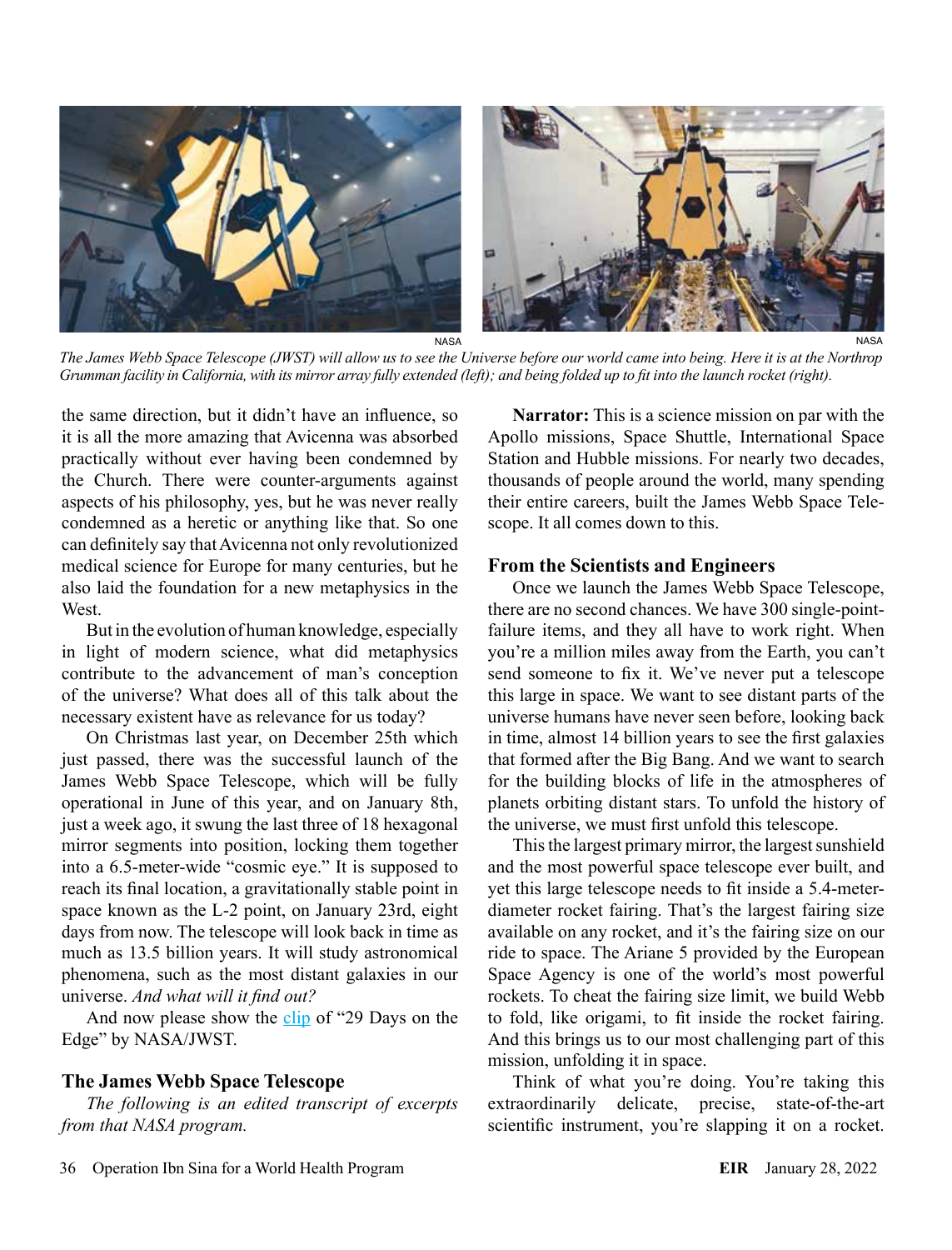The James Webb Space Telescope (JWST) will allow us to see the Universe before our world came into being. Here it is at the Northrop Grumman facility in California, with its mirror array fully extended (left); and being folded up to fit into the launch rocket (right).

the same direction, but it didn't have an influence, so it is all the more amazing that Avicenna was absorbed practically without ever having been condemned by the Church. There were counter-arguments against aspects of his philosophy, yes, but he was never really condemned as a heretic or anything like that. So one can definitely say that Avicenna not only revolutionized medical science for Europe for many centuries, but he also laid the foundation for a new metaphysics in the West.

But in the evolution of human knowledge, especially in light of modern science, what did metaphysics contribute to the advancement of man's conception of the universe? What does all of this talk about the necessary existent have as relevance for us today?

On Christmas last year, on December 25th which just passed, there was the successful launch of the James Webb Space Telescope, which will be fully operational in June of this year, and on January 8th, just a week ago, it swung the last three of 18 hexagonal mirror segments into position, locking them together into a 6.5-meter-wide "cosmic eye." It is supposed to reach its final location, a gravitationally stable point in space known as the L-2 point, on January 23rd, eight days from now. The telescope will look back in time as much as 13.5 billion years. It will study astronomical phenomena, such as the most distant galaxies in our universe. *And what will it find out?*

And now please show the clip of "29 Days on the Edge" by NASA/JWST.

## The James Webb Space Telescope

*The following is an edited transcript of excerpts from that NASA program.*

**Narrator:** This is a science mission on par with the Apollo missions, Space Shuttle, International Space Station and Hubble missions. For nearly two decades, thousands of people around the world, many spending their entire careers, built the James Webb Space Telescope. It all comes down to this.

## From the Scientists and Engineers

Once we launch the James Webb Space Telescope, there are no second chances. We have 300 single-point-failure items, and they all have to work right. When you're a million miles away from the Earth, you can't send someone to fix it. We've never put a telescope this large in space. We want to see distant parts of the universe humans have never seen before, looking back in time, almost 14 billion years to see the first galaxies that formed after the Big Bang. And we want to search for the building blocks of life in the atmospheres of planets orbiting distant stars. To unfold the history of the universe, we must first unfold this telescope.

This the largest primary mirror, the largest sunshield and the most powerful space telescope ever built, and yet this large telescope needs to fit inside a 5.4-meter-diameter rocket fairing. That's the largest fairing size available on any rocket, and it's the fairing size on our ride to space. The Ariane 5 provided by the European Space Agency is one of the world's most powerful rockets. To cheat the fairing size limit, we build Webb to fold, like origami, to fit inside the rocket fairing. And this brings us to our most challenging part of this mission, unfolding it in space.

Think of what you're doing. You're taking this extraordinarily delicate, precise, state-of-the-art scientific instrument, you're slapping it on a rocket.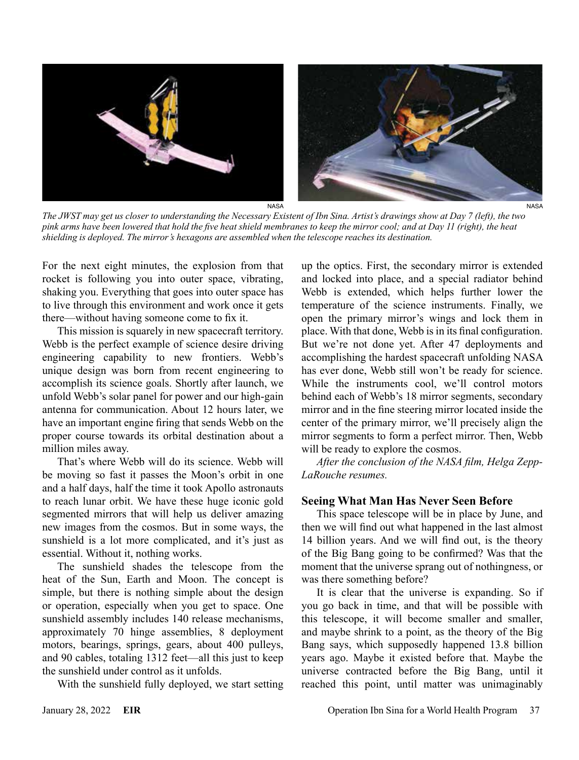*The JWST may get us closer to understanding the Necessary Existent of Ibn Sina. Artist's drawings show at Day 7 (left), the two pink arms have been lowered that hold the five heat shield membranes to keep the mirror cool; and at Day 11 (right), the heat shielding is deployed. The mirror's hexagons are assembled when the telescope reaches its destination.*

For the next eight minutes, the explosion from that rocket is following you into outer space, vibrating, shaking you. Everything that goes into outer space has to live through this environment and work once it gets there—without having someone come to fix it.

This mission is squarely in new spacecraft territory. Webb is the perfect example of science desire driving engineering capability to new frontiers. Webb's unique design was born from recent engineering to accomplish its science goals. Shortly after launch, we unfold Webb's solar panel for power and our high-gain antenna for communication. About 12 hours later, we have an important engine firing that sends Webb on the proper course towards its orbital destination about a million miles away.

That's where Webb will do its science. Webb will be moving so fast it passes the Moon's orbit in one and a half days, half the time it took Apollo astronauts to reach lunar orbit. We have these huge iconic gold segmented mirrors that will help us deliver amazing new images from the cosmos. But in some ways, the sunshield is a lot more complicated, and it's just as essential. Without it, nothing works.

The sunshield shades the telescope from the heat of the Sun, Earth and Moon. The concept is simple, but there is nothing simple about the design or operation, especially when you get to space. One sunshield assembly includes 140 release mechanisms, approximately 70 hinge assemblies, 8 deployment motors, bearings, springs, gears, about 400 pulleys, and 90 cables, totaling 1312 feet—all this just to keep the sunshield under control as it unfolds.

With the sunshield fully deployed, we start setting up the optics. First, the secondary mirror is extended and locked into place, and a special radiator behind Webb is extended, which helps further lower the temperature of the science instruments. Finally, we open the primary mirror's wings and lock them in place. With that done, Webb is in its final configuration. But we're not done yet. After 47 deployments and accomplishing the hardest spacecraft unfolding NASA has ever done, Webb still won't be ready for science. While the instruments cool, we'll control motors behind each of Webb's 18 mirror segments, secondary mirror and in the fine steering mirror located inside the center of the primary mirror, we'll precisely align the mirror segments to form a perfect mirror. Then, Webb will be ready to explore the cosmos.

*After the conclusion of the NASA film, Helga Zepp-LaRouche resumes.*

### Seeing What Man Has Never Seen Before

This space telescope will be in place by June, and then we will find out what happened in the last almost 14 billion years. And we will find out, is the theory of the Big Bang going to be confirmed? Was that the moment that the universe sprang out of nothingness, or was there something before?

It is clear that the universe is expanding. So if you go back in time, and that will be possible with this telescope, it will become smaller and smaller, and maybe shrink to a point, as the theory of the Big Bang says, which supposedly happened 13.8 billion years ago. Maybe it existed before that. Maybe the universe contracted before the Big Bang, until it reached this point, until matter was unimaginably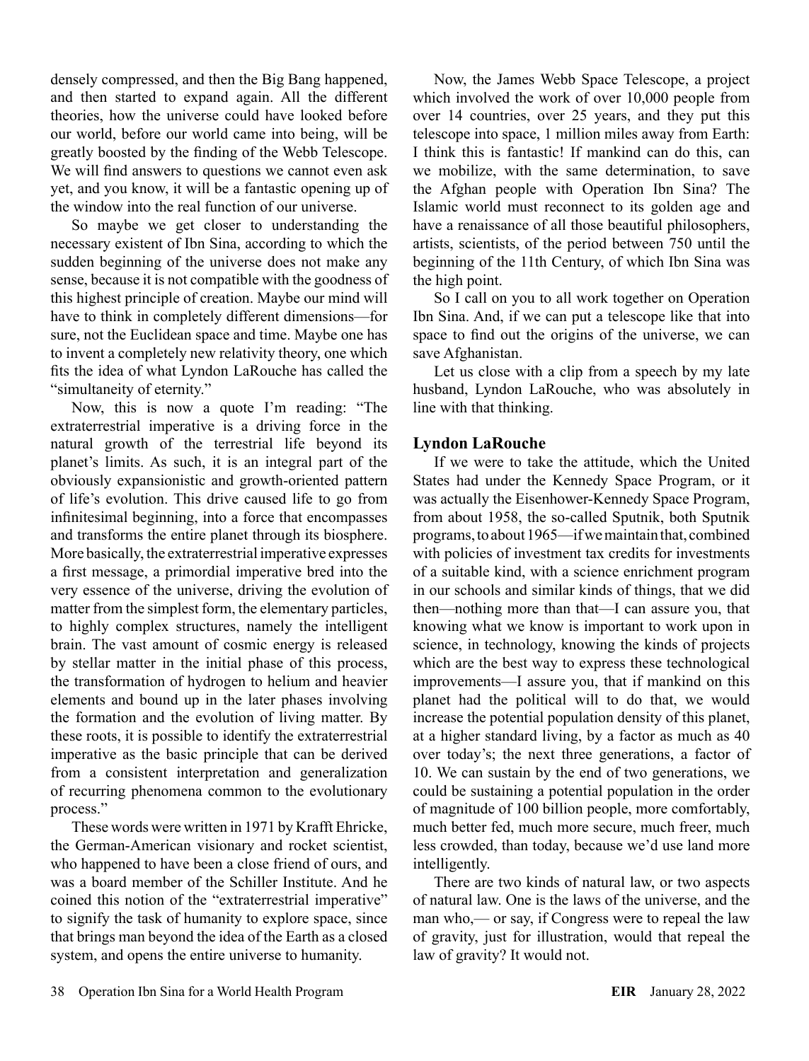densely compressed, and then the Big Bang happened, and then started to expand again. All the different theories, how the universe could have looked before our world, before our world came into being, will be greatly boosted by the finding of the Webb Telescope. We will find answers to questions we cannot even ask yet, and you know, it will be a fantastic opening up of the window into the real function of our universe.

So maybe we get closer to understanding the necessary existent of Ibn Sina, according to which the sudden beginning of the universe does not make any sense, because it is not compatible with the goodness of this highest principle of creation. Maybe our mind will have to think in completely different dimensions—for sure, not the Euclidean space and time. Maybe one has to invent a completely new relativity theory, one which fits the idea of what Lyndon LaRouche has called the "simultaneity of eternity."

Now, this is now a quote I'm reading: "The extraterrestrial imperative is a driving force in the natural growth of the terrestrial life beyond its planet's limits. As such, it is an integral part of the obviously expansionistic and growth-oriented pattern of life's evolution. This drive caused life to go from infinitesimal beginning, into a force that encompasses and transforms the entire planet through its biosphere. More basically, the extraterrestrial imperative expresses a first message, a primordial imperative bred into the very essence of the universe, driving the evolution of matter from the simplest form, the elementary particles, to highly complex structures, namely the intelligent brain. The vast amount of cosmic energy is released by stellar matter in the initial phase of this process, the transformation of hydrogen to helium and heavier elements and bound up in the later phases involving the formation and the evolution of living matter. By these roots, it is possible to identify the extraterrestrial imperative as the basic principle that can be derived from a consistent interpretation and generalization of recurring phenomena common to the evolutionary process."

These words were written in 1971 by Krafft Ehricke, the German-American visionary and rocket scientist, who happened to have been a close friend of ours, and was a board member of the Schiller Institute. And he coined this notion of the "extraterrestrial imperative" to signify the task of humanity to explore space, since that brings man beyond the idea of the Earth as a closed system, and opens the entire universe to humanity.

Now, the James Webb Space Telescope, a project which involved the work of over 10,000 people from over 14 countries, over 25 years, and they put this telescope into space, 1 million miles away from Earth: I think this is fantastic! If mankind can do this, can we mobilize, with the same determination, to save the Afghan people with Operation Ibn Sina? The Islamic world must reconnect to its golden age and have a renaissance of all those beautiful philosophers, artists, scientists, of the period between 750 until the beginning of the 11th Century, of which Ibn Sina was the high point.

So I call on you to all work together on Operation Ibn Sina. And, if we can put a telescope like that into space to find out the origins of the universe, we can save Afghanistan.

Let us close with a clip from a speech by my late husband, Lyndon LaRouche, who was absolutely in line with that thinking.

## Lyndon LaRouche

If we were to take the attitude, which the United States had under the Kennedy Space Program, or it was actually the Eisenhower-Kennedy Space Program, from about 1958, the so-called Sputnik, both Sputnik programs, to about 1965—if we maintain that, combined with policies of investment tax credits for investments of a suitable kind, with a science enrichment program in our schools and similar kinds of things, that we did then—nothing more than that—I can assure you, that knowing what we know is important to work upon in science, in technology, knowing the kinds of projects which are the best way to express these technological improvements—I assure you, that if mankind on this planet had the political will to do that, we would increase the potential population density of this planet, at a higher standard living, by a factor as much as 40 over today's; the next three generations, a factor of 10. We can sustain by the end of two generations, we could be sustaining a potential population in the order of magnitude of 100 billion people, more comfortably, much better fed, much more secure, much freer, much less crowded, than today, because we'd use land more intelligently.

There are two kinds of natural law, or two aspects of natural law. One is the laws of the universe, and the man who,— or say, if Congress were to repeal the law of gravity, just for illustration, would that repeal the law of gravity? It would not.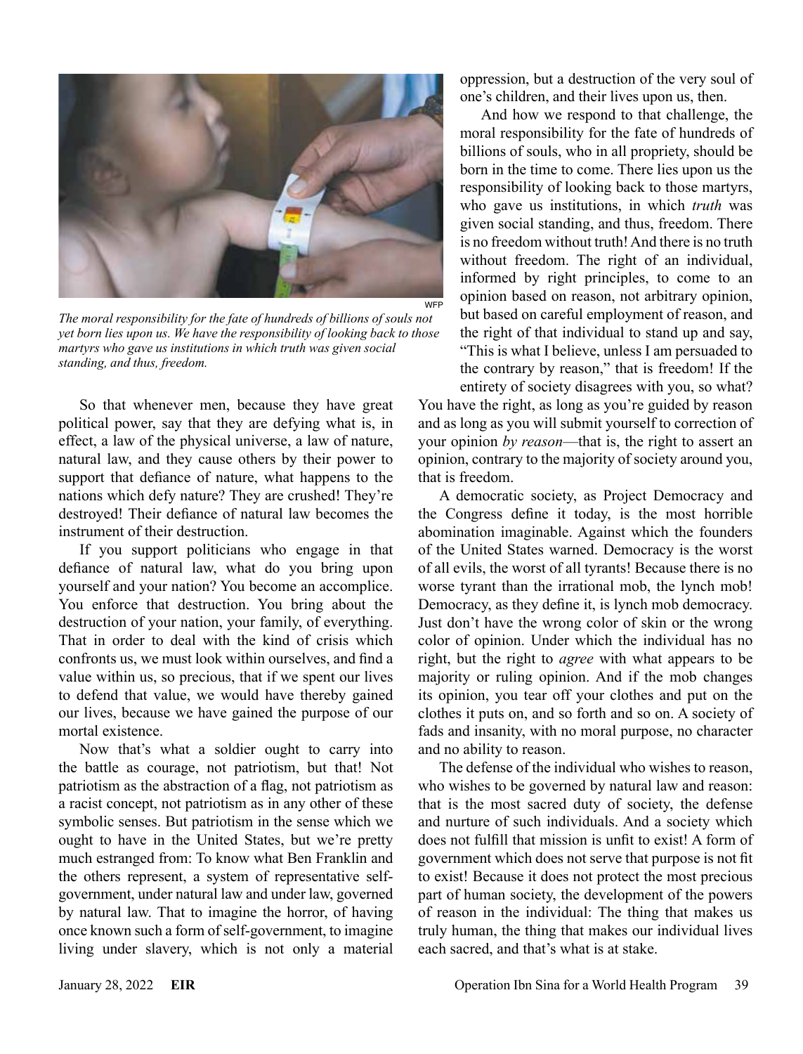WFP

*The moral responsibility for the fate of hundreds of billions of souls not yet born lies upon us. We have the responsibility of looking back to those martyrs who gave us institutions in which truth was given social standing, and thus, freedom.*

So that whenever men, because they have great political power, say that they are defying what is, in effect, a law of the physical universe, a law of nature, natural law, and they cause others by their power to support that defiance of nature, what happens to the nations which defy nature? They are crushed! They're destroyed! Their defiance of natural law becomes the instrument of their destruction.

If you support politicians who engage in that defiance of natural law, what do you bring upon yourself and your nation? You become an accomplice. You enforce that destruction. You bring about the destruction of your nation, your family, of everything. That in order to deal with the kind of crisis which confronts us, we must look within ourselves, and find a value within us, so precious, that if we spent our lives to defend that value, we would have thereby gained our lives, because we have gained the purpose of our mortal existence.

Now that's what a soldier ought to carry into the battle as courage, not patriotism, but that! Not patriotism as the abstraction of a flag, not patriotism as a racist concept, not patriotism as in any other of these symbolic senses. But patriotism in the sense which we ought to have in the United States, but we're pretty much estranged from: To know what Ben Franklin and the others represent, a system of representative self-government, under natural law and under law, governed by natural law. That to imagine the horror, of having once known such a form of self-government, to imagine living under slavery, which is not only a material oppression, but a destruction of the very soul of one's children, and their lives upon us, then.

And how we respond to that challenge, the moral responsibility for the fate of hundreds of billions of souls, who in all propriety, should be born in the time to come. There lies upon us the responsibility of looking back to those martyrs, who gave us institutions, in which *truth* was given social standing, and thus, freedom. There is no freedom without truth! And there is no truth without freedom. The right of an individual, informed by right principles, to come to an opinion based on reason, not arbitrary opinion, but based on careful employment of reason, and the right of that individual to stand up and say, "This is what I believe, unless I am persuaded to the contrary by reason," that is freedom! If the entirety of society disagrees with you, so what? You have the right, as long as you're guided by reason and as long as you will submit yourself to correction of your opinion *by reason*—that is, the right to assert an opinion, contrary to the majority of society around you, that is freedom.

A democratic society, as Project Democracy and the Congress define it today, is the most horrible abomination imaginable. Against which the founders of the United States warned. Democracy is the worst of all evils, the worst of all tyrants! Because there is no worse tyrant than the irrational mob, the lynch mob! Democracy, as they define it, is lynch mob democracy. Just don't have the wrong color of skin or the wrong color of opinion. Under which the individual has no right, but the right to *agree* with what appears to be majority or ruling opinion. And if the mob changes its opinion, you tear off your clothes and put on the clothes it puts on, and so forth and so on. A society of fads and insanity, with no moral purpose, no character and no ability to reason.

The defense of the individual who wishes to reason, who wishes to be governed by natural law and reason: that is the most sacred duty of society, the defense and nurture of such individuals. And a society which does not fulfill that mission is unfit to exist! A form of government which does not serve that purpose is not fit to exist! Because it does not protect the most precious part of human society, the development of the powers of reason in the individual: The thing that makes us truly human, the thing that makes our individual lives each sacred, and that's what is at stake.